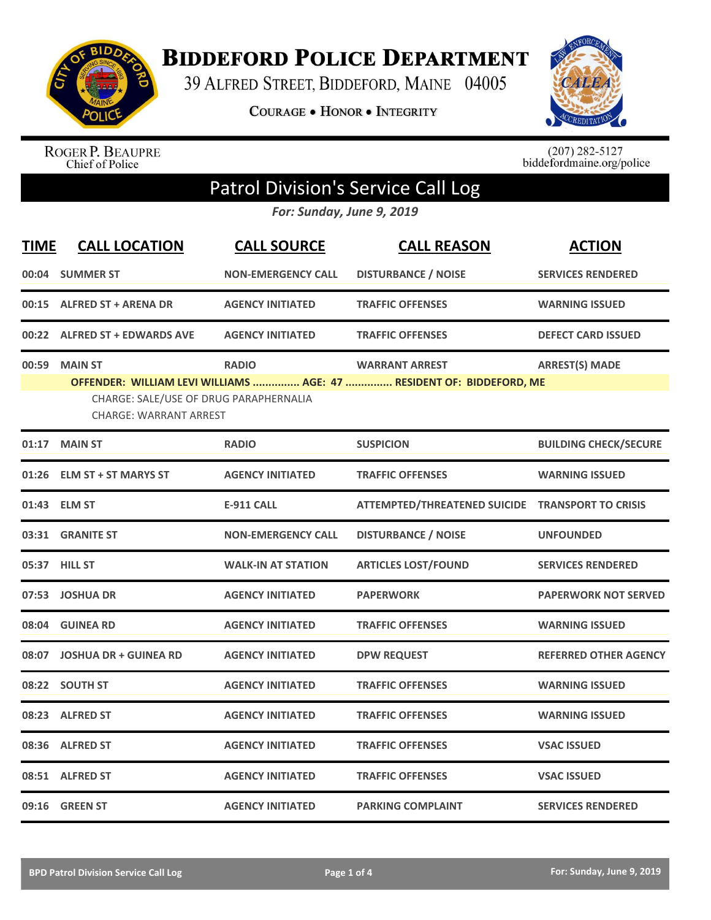# Biddeford Police Department

39 Alfred Street, Biddeford, Maine 04005

Courage • Honor • Integrity

Roger P. Beaupre
Chief of Police

(207) 282-5127
biddefordmaine.org/police

## Patrol Division's Service Call Log

*For: Sunday, June 9, 2019*

| TIME | CALL LOCATION | CALL SOURCE | CALL REASON | ACTION |
|---|---|---|---|---|
| 00:04 | SUMMER ST | NON-EMERGENCY CALL | DISTURBANCE / NOISE | SERVICES RENDERED |
| 00:15 | ALFRED ST + ARENA DR | AGENCY INITIATED | TRAFFIC OFFENSES | WARNING ISSUED |
| 00:22 | ALFRED ST + EDWARDS AVE | AGENCY INITIATED | TRAFFIC OFFENSES | DEFECT CARD ISSUED |
| 00:59 | MAIN ST | RADIO | WARRANT ARREST | ARREST(S) MADE |
| | OFFENDER: WILLIAM LEVI WILLIAMS ............... AGE: 47 ............... RESIDENT OF: BIDDEFORD, ME<br>CHARGE: SALE/USE OF DRUG PARAPHERNALIA<br>CHARGE: WARRANT ARREST | | | |
| 01:17 | MAIN ST | RADIO | SUSPICION | BUILDING CHECK/SECURE |
| 01:26 | ELM ST + ST MARYS ST | AGENCY INITIATED | TRAFFIC OFFENSES | WARNING ISSUED |
| 01:43 | ELM ST | E-911 CALL | ATTEMPTED/THREATENED SUICIDE | TRANSPORT TO CRISIS |
| 03:31 | GRANITE ST | NON-EMERGENCY CALL | DISTURBANCE / NOISE | UNFOUNDED |
| 05:37 | HILL ST | WALK-IN AT STATION | ARTICLES LOST/FOUND | SERVICES RENDERED |
| 07:53 | JOSHUA DR | AGENCY INITIATED | PAPERWORK | PAPERWORK NOT SERVED |
| 08:04 | GUINEA RD | AGENCY INITIATED | TRAFFIC OFFENSES | WARNING ISSUED |
| 08:07 | JOSHUA DR + GUINEA RD | AGENCY INITIATED | DPW REQUEST | REFERRED OTHER AGENCY |
| 08:22 | SOUTH ST | AGENCY INITIATED | TRAFFIC OFFENSES | WARNING ISSUED |
| 08:23 | ALFRED ST | AGENCY INITIATED | TRAFFIC OFFENSES | WARNING ISSUED |
| 08:36 | ALFRED ST | AGENCY INITIATED | TRAFFIC OFFENSES | VSAC ISSUED |
| 08:51 | ALFRED ST | AGENCY INITIATED | TRAFFIC OFFENSES | VSAC ISSUED |
| 09:16 | GREEN ST | AGENCY INITIATED | PARKING COMPLAINT | SERVICES RENDERED |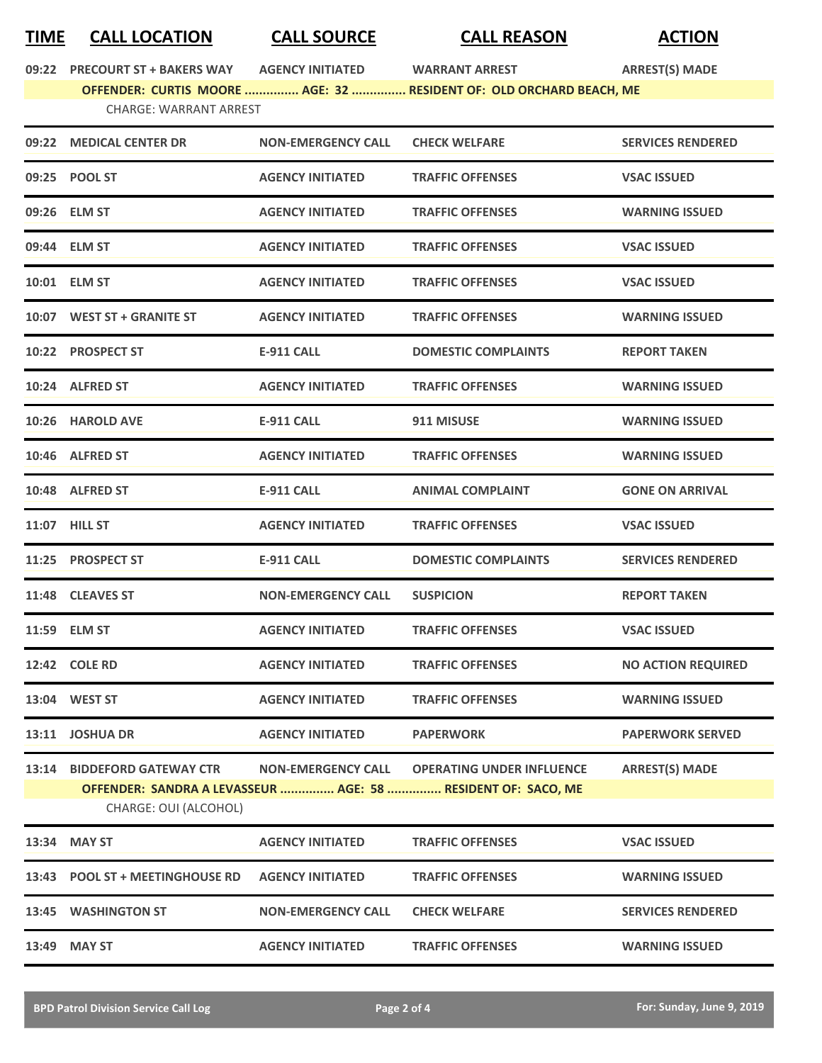| TIME | CALL LOCATION | CALL SOURCE | CALL REASON | ACTION |
|---|---|---|---|---|
| 09:22 | PRECOURT ST + BAKERS WAY | AGENCY INITIATED | WARRANT ARREST | ARREST(S) MADE |
| | OFFENDER: CURTIS MOORE ............... AGE: 32 ............... RESIDENT OF: OLD ORCHARD BEACH, ME | | | |
| | CHARGE: WARRANT ARREST | | | |
| 09:22 | MEDICAL CENTER DR | NON-EMERGENCY CALL | CHECK WELFARE | SERVICES RENDERED |
| 09:25 | POOL ST | AGENCY INITIATED | TRAFFIC OFFENSES | VSAC ISSUED |
| 09:26 | ELM ST | AGENCY INITIATED | TRAFFIC OFFENSES | WARNING ISSUED |
| 09:44 | ELM ST | AGENCY INITIATED | TRAFFIC OFFENSES | VSAC ISSUED |
| 10:01 | ELM ST | AGENCY INITIATED | TRAFFIC OFFENSES | VSAC ISSUED |
| 10:07 | WEST ST + GRANITE ST | AGENCY INITIATED | TRAFFIC OFFENSES | WARNING ISSUED |
| 10:22 | PROSPECT ST | E-911 CALL | DOMESTIC COMPLAINTS | REPORT TAKEN |
| 10:24 | ALFRED ST | AGENCY INITIATED | TRAFFIC OFFENSES | WARNING ISSUED |
| 10:26 | HAROLD AVE | E-911 CALL | 911 MISUSE | WARNING ISSUED |
| 10:46 | ALFRED ST | AGENCY INITIATED | TRAFFIC OFFENSES | WARNING ISSUED |
| 10:48 | ALFRED ST | E-911 CALL | ANIMAL COMPLAINT | GONE ON ARRIVAL |
| 11:07 | HILL ST | AGENCY INITIATED | TRAFFIC OFFENSES | VSAC ISSUED |
| 11:25 | PROSPECT ST | E-911 CALL | DOMESTIC COMPLAINTS | SERVICES RENDERED |
| 11:48 | CLEAVES ST | NON-EMERGENCY CALL | SUSPICION | REPORT TAKEN |
| 11:59 | ELM ST | AGENCY INITIATED | TRAFFIC OFFENSES | VSAC ISSUED |
| 12:42 | COLE RD | AGENCY INITIATED | TRAFFIC OFFENSES | NO ACTION REQUIRED |
| 13:04 | WEST ST | AGENCY INITIATED | TRAFFIC OFFENSES | WARNING ISSUED |
| 13:11 | JOSHUA DR | AGENCY INITIATED | PAPERWORK | PAPERWORK SERVED |
| 13:14 | BIDDEFORD GATEWAY CTR | NON-EMERGENCY CALL | OPERATING UNDER INFLUENCE | ARREST(S) MADE |
| | OFFENDER: SANDRA A LEVASSEUR ............... AGE: 58 ............... RESIDENT OF: SACO, ME | | | |
| | CHARGE: OUI (ALCOHOL) | | | |
| 13:34 | MAY ST | AGENCY INITIATED | TRAFFIC OFFENSES | VSAC ISSUED |
| 13:43 | POOL ST + MEETINGHOUSE RD | AGENCY INITIATED | TRAFFIC OFFENSES | WARNING ISSUED |
| 13:45 | WASHINGTON ST | NON-EMERGENCY CALL | CHECK WELFARE | SERVICES RENDERED |
| 13:49 | MAY ST | AGENCY INITIATED | TRAFFIC OFFENSES | WARNING ISSUED |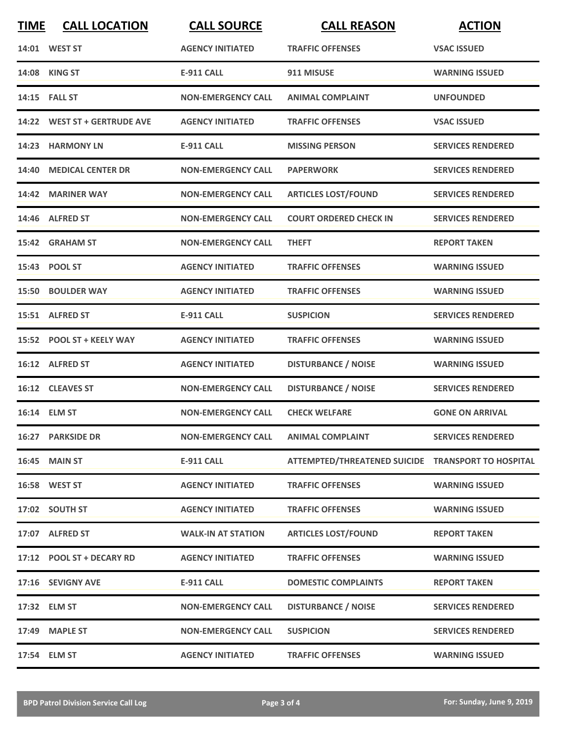| TIME | CALL LOCATION | CALL SOURCE | CALL REASON | ACTION |
|---|---|---|---|---|
| 14:01 | WEST ST | AGENCY INITIATED | TRAFFIC OFFENSES | VSAC ISSUED |
| 14:08 | KING ST | E-911 CALL | 911 MISUSE | WARNING ISSUED |
| 14:15 | FALL ST | NON-EMERGENCY CALL | ANIMAL COMPLAINT | UNFOUNDED |
| 14:22 | WEST ST + GERTRUDE AVE | AGENCY INITIATED | TRAFFIC OFFENSES | VSAC ISSUED |
| 14:23 | HARMONY LN | E-911 CALL | MISSING PERSON | SERVICES RENDERED |
| 14:40 | MEDICAL CENTER DR | NON-EMERGENCY CALL | PAPERWORK | SERVICES RENDERED |
| 14:42 | MARINER WAY | NON-EMERGENCY CALL | ARTICLES LOST/FOUND | SERVICES RENDERED |
| 14:46 | ALFRED ST | NON-EMERGENCY CALL | COURT ORDERED CHECK IN | SERVICES RENDERED |
| 15:42 | GRAHAM ST | NON-EMERGENCY CALL | THEFT | REPORT TAKEN |
| 15:43 | POOL ST | AGENCY INITIATED | TRAFFIC OFFENSES | WARNING ISSUED |
| 15:50 | BOULDER WAY | AGENCY INITIATED | TRAFFIC OFFENSES | WARNING ISSUED |
| 15:51 | ALFRED ST | E-911 CALL | SUSPICION | SERVICES RENDERED |
| 15:52 | POOL ST + KEELY WAY | AGENCY INITIATED | TRAFFIC OFFENSES | WARNING ISSUED |
| 16:12 | ALFRED ST | AGENCY INITIATED | DISTURBANCE / NOISE | WARNING ISSUED |
| 16:12 | CLEAVES ST | NON-EMERGENCY CALL | DISTURBANCE / NOISE | SERVICES RENDERED |
| 16:14 | ELM ST | NON-EMERGENCY CALL | CHECK WELFARE | GONE ON ARRIVAL |
| 16:27 | PARKSIDE DR | NON-EMERGENCY CALL | ANIMAL COMPLAINT | SERVICES RENDERED |
| 16:45 | MAIN ST | E-911 CALL | ATTEMPTED/THREATENED SUICIDE | TRANSPORT TO HOSPITAL |
| 16:58 | WEST ST | AGENCY INITIATED | TRAFFIC OFFENSES | WARNING ISSUED |
| 17:02 | SOUTH ST | AGENCY INITIATED | TRAFFIC OFFENSES | WARNING ISSUED |
| 17:07 | ALFRED ST | WALK-IN AT STATION | ARTICLES LOST/FOUND | REPORT TAKEN |
| 17:12 | POOL ST + DECARY RD | AGENCY INITIATED | TRAFFIC OFFENSES | WARNING ISSUED |
| 17:16 | SEVIGNY AVE | E-911 CALL | DOMESTIC COMPLAINTS | REPORT TAKEN |
| 17:32 | ELM ST | NON-EMERGENCY CALL | DISTURBANCE / NOISE | SERVICES RENDERED |
| 17:49 | MAPLE ST | NON-EMERGENCY CALL | SUSPICION | SERVICES RENDERED |
| 17:54 | ELM ST | AGENCY INITIATED | TRAFFIC OFFENSES | WARNING ISSUED |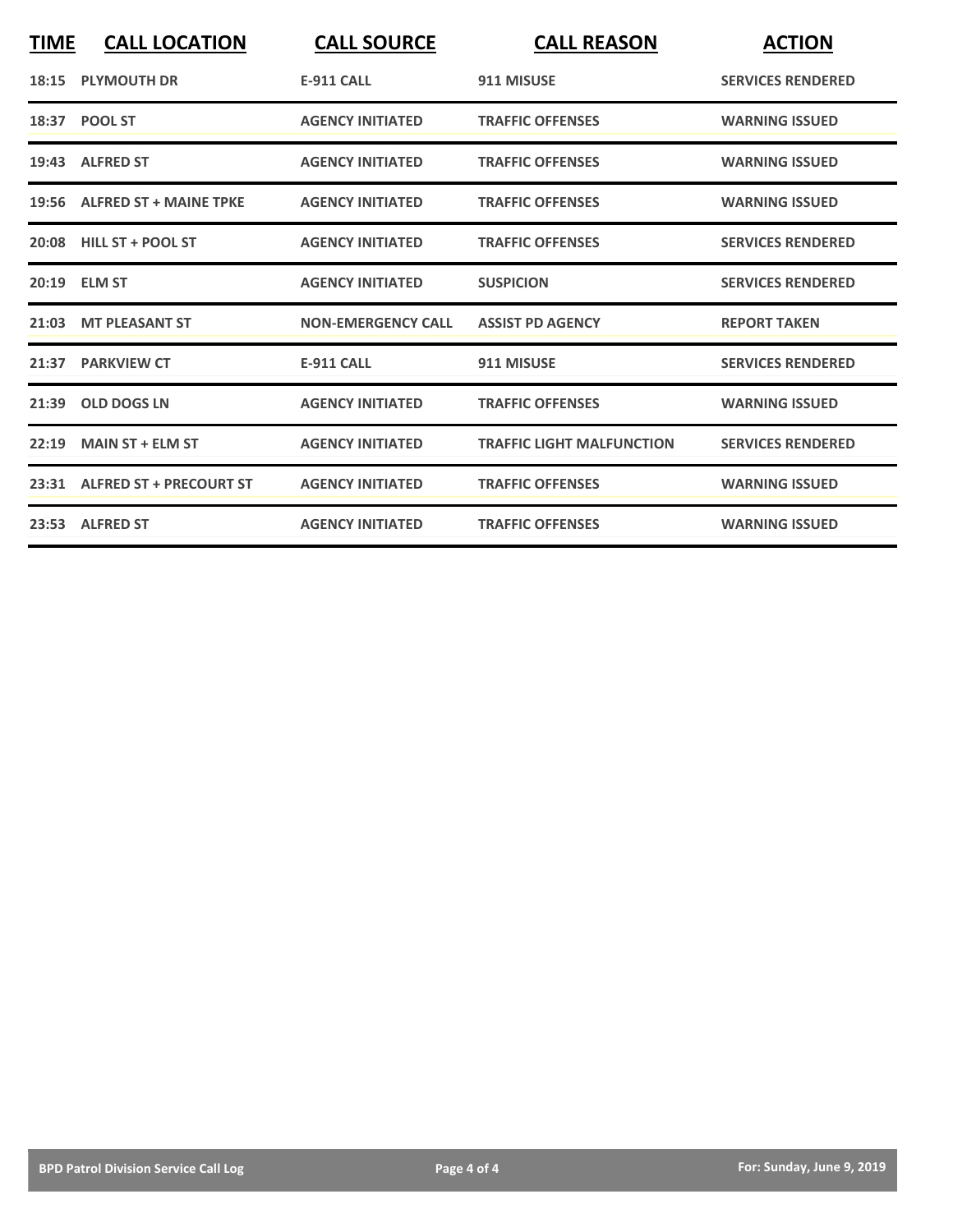| TIME | CALL LOCATION | CALL SOURCE | CALL REASON | ACTION |
|---|---|---|---|---|
| 18:15 | PLYMOUTH DR | E-911 CALL | 911 MISUSE | SERVICES RENDERED |
| 18:37 | POOL ST | AGENCY INITIATED | TRAFFIC OFFENSES | WARNING ISSUED |
| 19:43 | ALFRED ST | AGENCY INITIATED | TRAFFIC OFFENSES | WARNING ISSUED |
| 19:56 | ALFRED ST + MAINE TPKE | AGENCY INITIATED | TRAFFIC OFFENSES | WARNING ISSUED |
| 20:08 | HILL ST + POOL ST | AGENCY INITIATED | TRAFFIC OFFENSES | SERVICES RENDERED |
| 20:19 | ELM ST | AGENCY INITIATED | SUSPICION | SERVICES RENDERED |
| 21:03 | MT PLEASANT ST | NON-EMERGENCY CALL | ASSIST PD AGENCY | REPORT TAKEN |
| 21:37 | PARKVIEW CT | E-911 CALL | 911 MISUSE | SERVICES RENDERED |
| 21:39 | OLD DOGS LN | AGENCY INITIATED | TRAFFIC OFFENSES | WARNING ISSUED |
| 22:19 | MAIN ST + ELM ST | AGENCY INITIATED | TRAFFIC LIGHT MALFUNCTION | SERVICES RENDERED |
| 23:31 | ALFRED ST + PRECOURT ST | AGENCY INITIATED | TRAFFIC OFFENSES | WARNING ISSUED |
| 23:53 | ALFRED ST | AGENCY INITIATED | TRAFFIC OFFENSES | WARNING ISSUED |